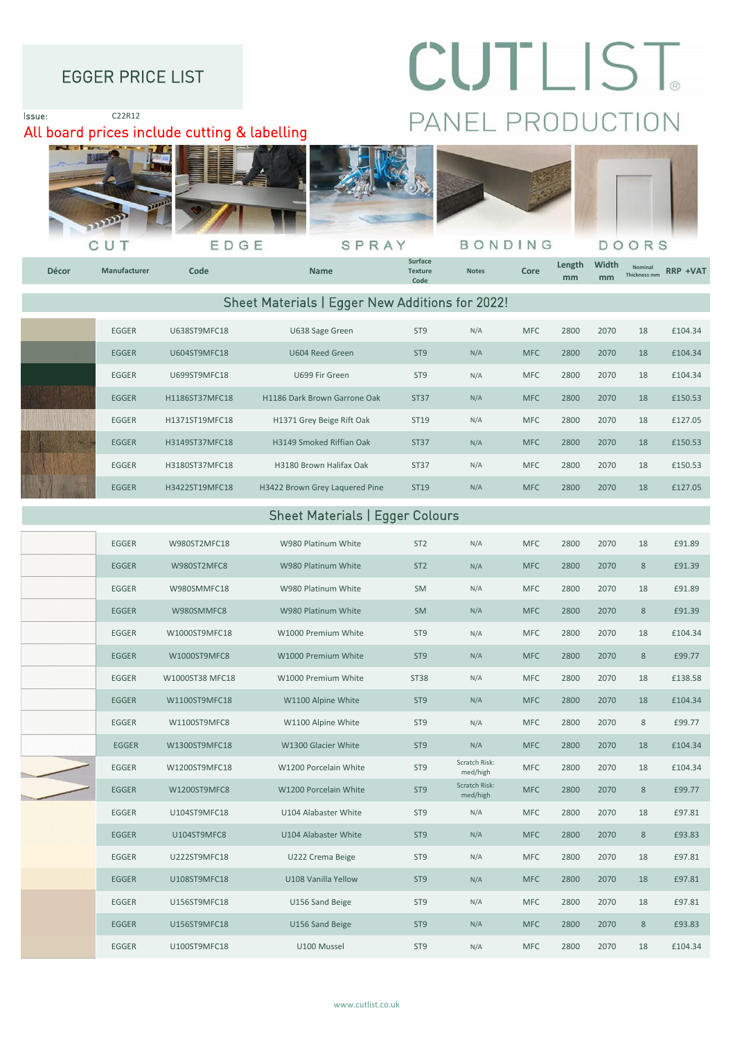# EGGER PRICE LIST

Issue: C22R12

All board prices include cutting & labelling

# CUTLIST®

## PANEL PRODUCTION

CUT EDGE SPRAY BONDING DOORS

| Décor | Manufacturer | Code | Name | Surface Texture Code | Notes | Core | Length mm | Width mm | Nominal Thickness mm | RRP +VAT |
|---|---|---|---|---|---|---|---|---|---|---|
| **Sheet Materials \| Egger New Additions for 2022!** | | | | | | | | | | |
| | EGGER | U638ST9MFC18 | U638 Sage Green | ST9 | N/A | MFC | 2800 | 2070 | 18 | £104.34 |
| | EGGER | U604ST9MFC18 | U604 Reed Green | ST9 | N/A | MFC | 2800 | 2070 | 18 | £104.34 |
| | EGGER | U699ST9MFC18 | U699 Fir Green | ST9 | N/A | MFC | 2800 | 2070 | 18 | £104.34 |
| | EGGER | H1186ST37MFC18 | H1186 Dark Brown Garrone Oak | ST37 | N/A | MFC | 2800 | 2070 | 18 | £150.53 |
| | EGGER | H1371ST19MFC18 | H1371 Grey Beige Rift Oak | ST19 | N/A | MFC | 2800 | 2070 | 18 | £127.05 |
| | EGGER | H3149ST37MFC18 | H3149 Smoked Riffian Oak | ST37 | N/A | MFC | 2800 | 2070 | 18 | £150.53 |
| | EGGER | H3180ST37MFC18 | H3180 Brown Halifax Oak | ST37 | N/A | MFC | 2800 | 2070 | 18 | £150.53 |
| | EGGER | H3422ST19MFC18 | H3422 Brown Grey Laquered Pine | ST19 | N/A | MFC | 2800 | 2070 | 18 | £127.05 |
| **Sheet Materials \| Egger Colours** | | | | | | | | | | |
| | EGGER | W980ST2MFC18 | W980 Platinum White | ST2 | N/A | MFC | 2800 | 2070 | 18 | £91.89 |
| | EGGER | W980ST2MFC8 | W980 Platinum White | ST2 | N/A | MFC | 2800 | 2070 | 8 | £91.39 |
| | EGGER | W980SMMFC18 | W980 Platinum White | SM | N/A | MFC | 2800 | 2070 | 18 | £91.89 |
| | EGGER | W980SMMFC8 | W980 Platinum White | SM | N/A | MFC | 2800 | 2070 | 8 | £91.39 |
| | EGGER | W1000ST9MFC18 | W1000 Premium White | ST9 | N/A | MFC | 2800 | 2070 | 18 | £104.34 |
| | EGGER | W1000ST9MFC8 | W1000 Premium White | ST9 | N/A | MFC | 2800 | 2070 | 8 | £99.77 |
| | EGGER | W1000ST38 MFC18 | W1000 Premium White | ST38 | N/A | MFC | 2800 | 2070 | 18 | £138.58 |
| | EGGER | W1100ST9MFC18 | W1100 Alpine White | ST9 | N/A | MFC | 2800 | 2070 | 18 | £104.34 |
| | EGGER | W1100ST9MFC8 | W1100 Alpine White | ST9 | N/A | MFC | 2800 | 2070 | 8 | £99.77 |
| | EGGER | W1300ST9MFC18 | W1300 Glacier White | ST9 | N/A | MFC | 2800 | 2070 | 18 | £104.34 |
| | EGGER | W1200ST9MFC18 | W1200 Porcelain White | ST9 | Scratch Risk: med/high | MFC | 2800 | 2070 | 18 | £104.34 |
| | EGGER | W1200ST9MFC8 | W1200 Porcelain White | ST9 | Scratch Risk: med/high | MFC | 2800 | 2070 | 8 | £99.77 |
| | EGGER | U104ST9MFC18 | U104 Alabaster White | ST9 | N/A | MFC | 2800 | 2070 | 18 | £97.81 |
| | EGGER | U104ST9MFC8 | U104 Alabaster White | ST9 | N/A | MFC | 2800 | 2070 | 8 | £93.83 |
| | EGGER | U222ST9MFC18 | U222 Crema Beige | ST9 | N/A | MFC | 2800 | 2070 | 18 | £97.81 |
| | EGGER | U108ST9MFC18 | U108 Vanilla Yellow | ST9 | N/A | MFC | 2800 | 2070 | 18 | £97.81 |
| | EGGER | U156ST9MFC18 | U156 Sand Beige | ST9 | N/A | MFC | 2800 | 2070 | 18 | £97.81 |
| | EGGER | U156ST9MFC18 | U156 Sand Beige | ST9 | N/A | MFC | 2800 | 2070 | 8 | £93.83 |
| | EGGER | U100ST9MFC18 | U100 Mussel | ST9 | N/A | MFC | 2800 | 2070 | 18 | £104.34 |

www.cutlist.co.uk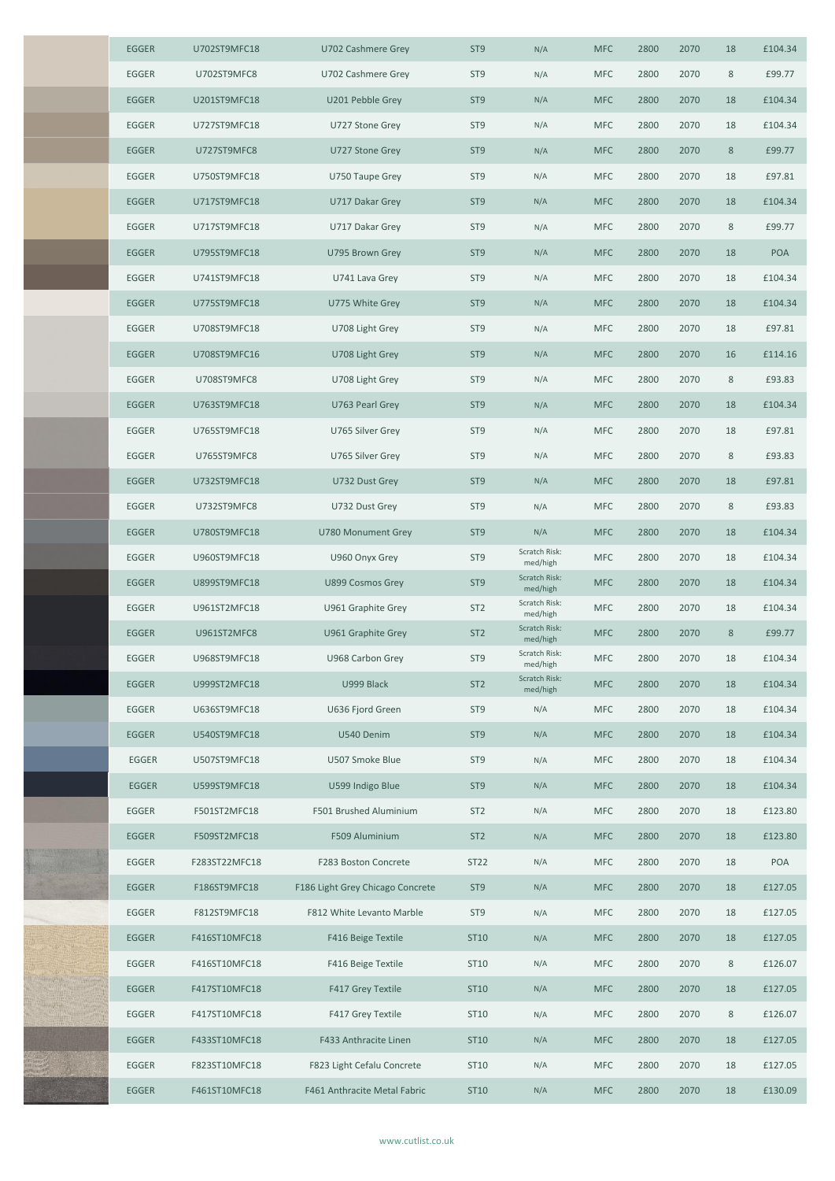| | | | | | | | | | | |
|---|---|---|---|---|---|---|---|---|---|---|
| | EGGER | U702ST9MFC18 | U702 Cashmere Grey | ST9 | N/A | MFC | 2800 | 2070 | 18 | £104.34 |
| | EGGER | U702ST9MFC8 | U702 Cashmere Grey | ST9 | N/A | MFC | 2800 | 2070 | 8 | £99.77 |
| | EGGER | U201ST9MFC18 | U201 Pebble Grey | ST9 | N/A | MFC | 2800 | 2070 | 18 | £104.34 |
| | EGGER | U727ST9MFC18 | U727 Stone Grey | ST9 | N/A | MFC | 2800 | 2070 | 18 | £104.34 |
| | EGGER | U727ST9MFC8 | U727 Stone Grey | ST9 | N/A | MFC | 2800 | 2070 | 8 | £99.77 |
| | EGGER | U750ST9MFC18 | U750 Taupe Grey | ST9 | N/A | MFC | 2800 | 2070 | 18 | £97.81 |
| | EGGER | U717ST9MFC18 | U717 Dakar Grey | ST9 | N/A | MFC | 2800 | 2070 | 18 | £104.34 |
| | EGGER | U717ST9MFC18 | U717 Dakar Grey | ST9 | N/A | MFC | 2800 | 2070 | 8 | £99.77 |
| | EGGER | U795ST9MFC18 | U795 Brown Grey | ST9 | N/A | MFC | 2800 | 2070 | 18 | POA |
| | EGGER | U741ST9MFC18 | U741 Lava Grey | ST9 | N/A | MFC | 2800 | 2070 | 18 | £104.34 |
| | EGGER | U775ST9MFC18 | U775 White Grey | ST9 | N/A | MFC | 2800 | 2070 | 18 | £104.34 |
| | EGGER | U708ST9MFC18 | U708 Light Grey | ST9 | N/A | MFC | 2800 | 2070 | 18 | £97.81 |
| | EGGER | U708ST9MFC16 | U708 Light Grey | ST9 | N/A | MFC | 2800 | 2070 | 16 | £114.16 |
| | EGGER | U708ST9MFC8 | U708 Light Grey | ST9 | N/A | MFC | 2800 | 2070 | 8 | £93.83 |
| | EGGER | U763ST9MFC18 | U763 Pearl Grey | ST9 | N/A | MFC | 2800 | 2070 | 18 | £104.34 |
| | EGGER | U765ST9MFC18 | U765 Silver Grey | ST9 | N/A | MFC | 2800 | 2070 | 18 | £97.81 |
| | EGGER | U765ST9MFC8 | U765 Silver Grey | ST9 | N/A | MFC | 2800 | 2070 | 8 | £93.83 |
| | EGGER | U732ST9MFC18 | U732 Dust Grey | ST9 | N/A | MFC | 2800 | 2070 | 18 | £97.81 |
| | EGGER | U732ST9MFC8 | U732 Dust Grey | ST9 | N/A | MFC | 2800 | 2070 | 8 | £93.83 |
| | EGGER | U780ST9MFC18 | U780 Monument Grey | ST9 | N/A | MFC | 2800 | 2070 | 18 | £104.34 |
| | EGGER | U960ST9MFC18 | U960 Onyx Grey | ST9 | Scratch Risk: med/high | MFC | 2800 | 2070 | 18 | £104.34 |
| | EGGER | U899ST9MFC18 | U899 Cosmos Grey | ST9 | Scratch Risk: med/high | MFC | 2800 | 2070 | 18 | £104.34 |
| | EGGER | U961ST2MFC18 | U961 Graphite Grey | ST2 | Scratch Risk: med/high | MFC | 2800 | 2070 | 18 | £104.34 |
| | EGGER | U961ST2MFC8 | U961 Graphite Grey | ST2 | Scratch Risk: med/high | MFC | 2800 | 2070 | 8 | £99.77 |
| | EGGER | U968ST9MFC18 | U968 Carbon Grey | ST9 | Scratch Risk: med/high | MFC | 2800 | 2070 | 18 | £104.34 |
| | EGGER | U999ST2MFC18 | U999 Black | ST2 | Scratch Risk: med/high | MFC | 2800 | 2070 | 18 | £104.34 |
| | EGGER | U636ST9MFC18 | U636 Fjord Green | ST9 | N/A | MFC | 2800 | 2070 | 18 | £104.34 |
| | EGGER | U540ST9MFC18 | U540 Denim | ST9 | N/A | MFC | 2800 | 2070 | 18 | £104.34 |
| | EGGER | U507ST9MFC18 | U507 Smoke Blue | ST9 | N/A | MFC | 2800 | 2070 | 18 | £104.34 |
| | EGGER | U599ST9MFC18 | U599 Indigo Blue | ST9 | N/A | MFC | 2800 | 2070 | 18 | £104.34 |
| | EGGER | F501ST2MFC18 | F501 Brushed Aluminium | ST2 | N/A | MFC | 2800 | 2070 | 18 | £123.80 |
| | EGGER | F509ST2MFC18 | F509 Aluminium | ST2 | N/A | MFC | 2800 | 2070 | 18 | £123.80 |
| | EGGER | F283ST22MFC18 | F283 Boston Concrete | ST22 | N/A | MFC | 2800 | 2070 | 18 | POA |
| | EGGER | F186ST9MFC18 | F186 Light Grey Chicago Concrete | ST9 | N/A | MFC | 2800 | 2070 | 18 | £127.05 |
| | EGGER | F812ST9MFC18 | F812 White Levanto Marble | ST9 | N/A | MFC | 2800 | 2070 | 18 | £127.05 |
| | EGGER | F416ST10MFC18 | F416 Beige Textile | ST10 | N/A | MFC | 2800 | 2070 | 18 | £127.05 |
| | EGGER | F416ST10MFC18 | F416 Beige Textile | ST10 | N/A | MFC | 2800 | 2070 | 8 | £126.07 |
| | EGGER | F417ST10MFC18 | F417 Grey Textile | ST10 | N/A | MFC | 2800 | 2070 | 18 | £127.05 |
| | EGGER | F417ST10MFC18 | F417 Grey Textile | ST10 | N/A | MFC | 2800 | 2070 | 8 | £126.07 |
| | EGGER | F433ST10MFC18 | F433 Anthracite Linen | ST10 | N/A | MFC | 2800 | 2070 | 18 | £127.05 |
| | EGGER | F823ST10MFC18 | F823 Light Cefalu Concrete | ST10 | N/A | MFC | 2800 | 2070 | 18 | £127.05 |
| | EGGER | F461ST10MFC18 | F461 Anthracite Metal Fabric | ST10 | N/A | MFC | 2800 | 2070 | 18 | £130.09 |

www.cutlist.co.uk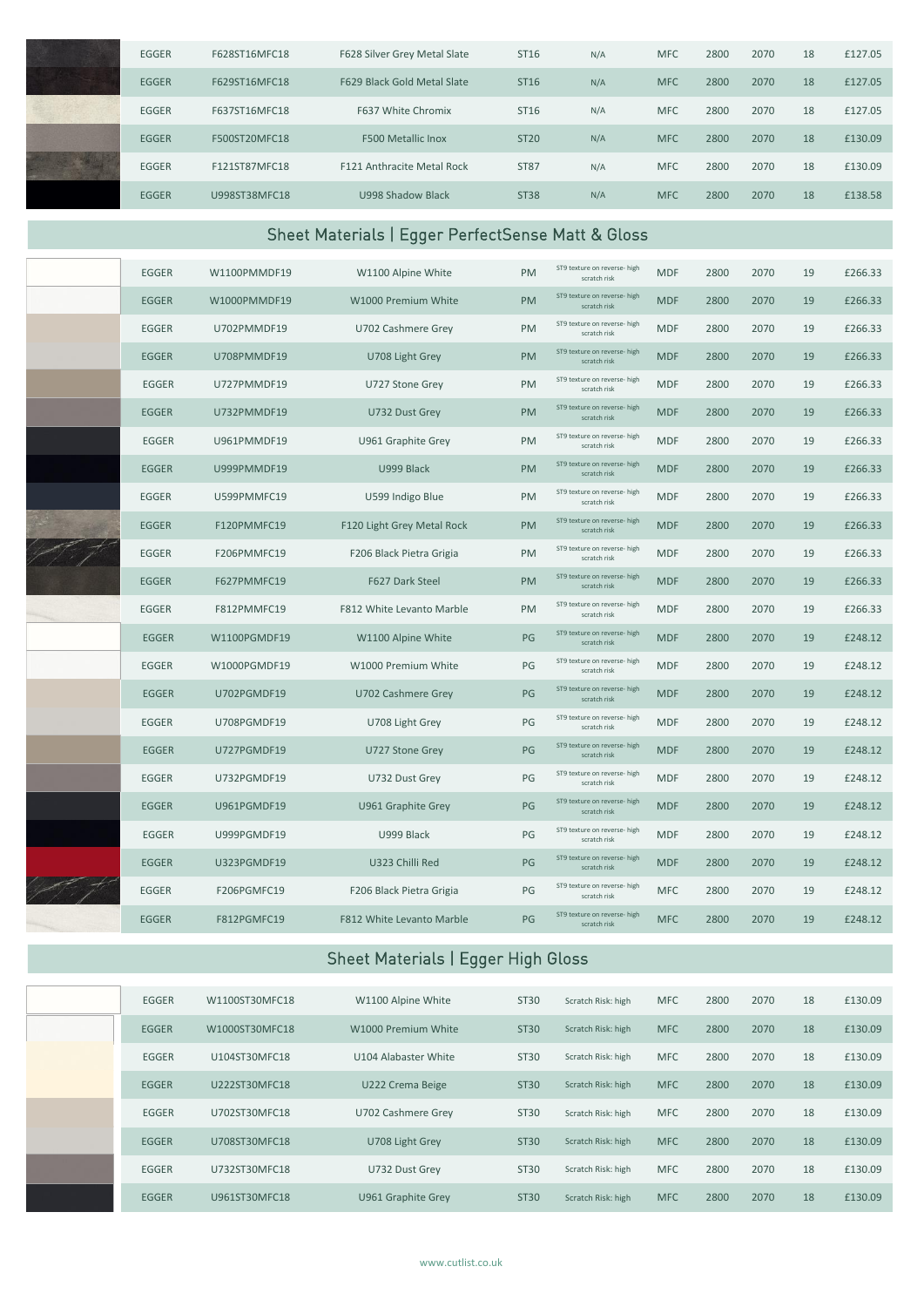| | EGGER | F628ST16MFC18 | F628 Silver Grey Metal Slate | ST16 | N/A | MFC | 2800 | 2070 | 18 | £127.05 |
|---|---|---|---|---|---|---|---|---|---|---|
| | EGGER | F629ST16MFC18 | F629 Black Gold Metal Slate | ST16 | N/A | MFC | 2800 | 2070 | 18 | £127.05 |
| | EGGER | F637ST16MFC18 | F637 White Chromix | ST16 | N/A | MFC | 2800 | 2070 | 18 | £127.05 |
| | EGGER | F500ST20MFC18 | F500 Metallic Inox | ST20 | N/A | MFC | 2800 | 2070 | 18 | £130.09 |
| | EGGER | F121ST87MFC18 | F121 Anthracite Metal Rock | ST87 | N/A | MFC | 2800 | 2070 | 18 | £130.09 |
| | EGGER | U998ST38MFC18 | U998 Shadow Black | ST38 | N/A | MFC | 2800 | 2070 | 18 | £138.58 |

## Sheet Materials | Egger PerfectSense Matt & Gloss

| | EGGER | W1100PMMDF19 | W1100 Alpine White | PM | ST9 texture on reverse- high scratch risk | MDF | 2800 | 2070 | 19 | £266.33 |
|---|---|---|---|---|---|---|---|---|---|---|
| | EGGER | W1000PMMDF19 | W1000 Premium White | PM | ST9 texture on reverse- high scratch risk | MDF | 2800 | 2070 | 19 | £266.33 |
| | EGGER | U702PMMDF19 | U702 Cashmere Grey | PM | ST9 texture on reverse- high scratch risk | MDF | 2800 | 2070 | 19 | £266.33 |
| | EGGER | U708PMMDF19 | U708 Light Grey | PM | ST9 texture on reverse- high scratch risk | MDF | 2800 | 2070 | 19 | £266.33 |
| | EGGER | U727PMMDF19 | U727 Stone Grey | PM | ST9 texture on reverse- high scratch risk | MDF | 2800 | 2070 | 19 | £266.33 |
| | EGGER | U732PMMDF19 | U732 Dust Grey | PM | ST9 texture on reverse- high scratch risk | MDF | 2800 | 2070 | 19 | £266.33 |
| | EGGER | U961PMMDF19 | U961 Graphite Grey | PM | ST9 texture on reverse- high scratch risk | MDF | 2800 | 2070 | 19 | £266.33 |
| | EGGER | U999PMMDF19 | U999 Black | PM | ST9 texture on reverse- high scratch risk | MDF | 2800 | 2070 | 19 | £266.33 |
| | EGGER | U599PMMFC19 | U599 Indigo Blue | PM | ST9 texture on reverse- high scratch risk | MDF | 2800 | 2070 | 19 | £266.33 |
| | EGGER | F120PMMFC19 | F120 Light Grey Metal Rock | PM | ST9 texture on reverse- high scratch risk | MDF | 2800 | 2070 | 19 | £266.33 |
| | EGGER | F206PMMFC19 | F206 Black Pietra Grigia | PM | ST9 texture on reverse- high scratch risk | MDF | 2800 | 2070 | 19 | £266.33 |
| | EGGER | F627PMMFC19 | F627 Dark Steel | PM | ST9 texture on reverse- high scratch risk | MDF | 2800 | 2070 | 19 | £266.33 |
| | EGGER | F812PMMFC19 | F812 White Levanto Marble | PM | ST9 texture on reverse- high scratch risk | MDF | 2800 | 2070 | 19 | £266.33 |
| | EGGER | W1100PGMDF19 | W1100 Alpine White | PG | ST9 texture on reverse- high scratch risk | MDF | 2800 | 2070 | 19 | £248.12 |
| | EGGER | W1000PGMDF19 | W1000 Premium White | PG | ST9 texture on reverse- high scratch risk | MDF | 2800 | 2070 | 19 | £248.12 |
| | EGGER | U702PGMDF19 | U702 Cashmere Grey | PG | ST9 texture on reverse- high scratch risk | MDF | 2800 | 2070 | 19 | £248.12 |
| | EGGER | U708PGMDF19 | U708 Light Grey | PG | ST9 texture on reverse- high scratch risk | MDF | 2800 | 2070 | 19 | £248.12 |
| | EGGER | U727PGMDF19 | U727 Stone Grey | PG | ST9 texture on reverse- high scratch risk | MDF | 2800 | 2070 | 19 | £248.12 |
| | EGGER | U732PGMDF19 | U732 Dust Grey | PG | ST9 texture on reverse- high scratch risk | MDF | 2800 | 2070 | 19 | £248.12 |
| | EGGER | U961PGMDF19 | U961 Graphite Grey | PG | ST9 texture on reverse- high scratch risk | MDF | 2800 | 2070 | 19 | £248.12 |
| | EGGER | U999PGMDF19 | U999 Black | PG | ST9 texture on reverse- high scratch risk | MDF | 2800 | 2070 | 19 | £248.12 |
| | EGGER | U323PGMDF19 | U323 Chilli Red | PG | ST9 texture on reverse- high scratch risk | MDF | 2800 | 2070 | 19 | £248.12 |
| | EGGER | F206PGMFC19 | F206 Black Pietra Grigia | PG | ST9 texture on reverse- high scratch risk | MFC | 2800 | 2070 | 19 | £248.12 |
| | EGGER | F812PGMFC19 | F812 White Levanto Marble | PG | ST9 texture on reverse- high scratch risk | MFC | 2800 | 2070 | 19 | £248.12 |

## Sheet Materials | Egger High Gloss

| | EGGER | W1100ST30MFC18 | W1100 Alpine White | ST30 | Scratch Risk: high | MFC | 2800 | 2070 | 18 | £130.09 |
|---|---|---|---|---|---|---|---|---|---|---|
| | EGGER | W1000ST30MFC18 | W1000 Premium White | ST30 | Scratch Risk: high | MFC | 2800 | 2070 | 18 | £130.09 |
| | EGGER | U104ST30MFC18 | U104 Alabaster White | ST30 | Scratch Risk: high | MFC | 2800 | 2070 | 18 | £130.09 |
| | EGGER | U222ST30MFC18 | U222 Crema Beige | ST30 | Scratch Risk: high | MFC | 2800 | 2070 | 18 | £130.09 |
| | EGGER | U702ST30MFC18 | U702 Cashmere Grey | ST30 | Scratch Risk: high | MFC | 2800 | 2070 | 18 | £130.09 |
| | EGGER | U708ST30MFC18 | U708 Light Grey | ST30 | Scratch Risk: high | MFC | 2800 | 2070 | 18 | £130.09 |
| | EGGER | U732ST30MFC18 | U732 Dust Grey | ST30 | Scratch Risk: high | MFC | 2800 | 2070 | 18 | £130.09 |
| | EGGER | U961ST30MFC18 | U961 Graphite Grey | ST30 | Scratch Risk: high | MFC | 2800 | 2070 | 18 | £130.09 |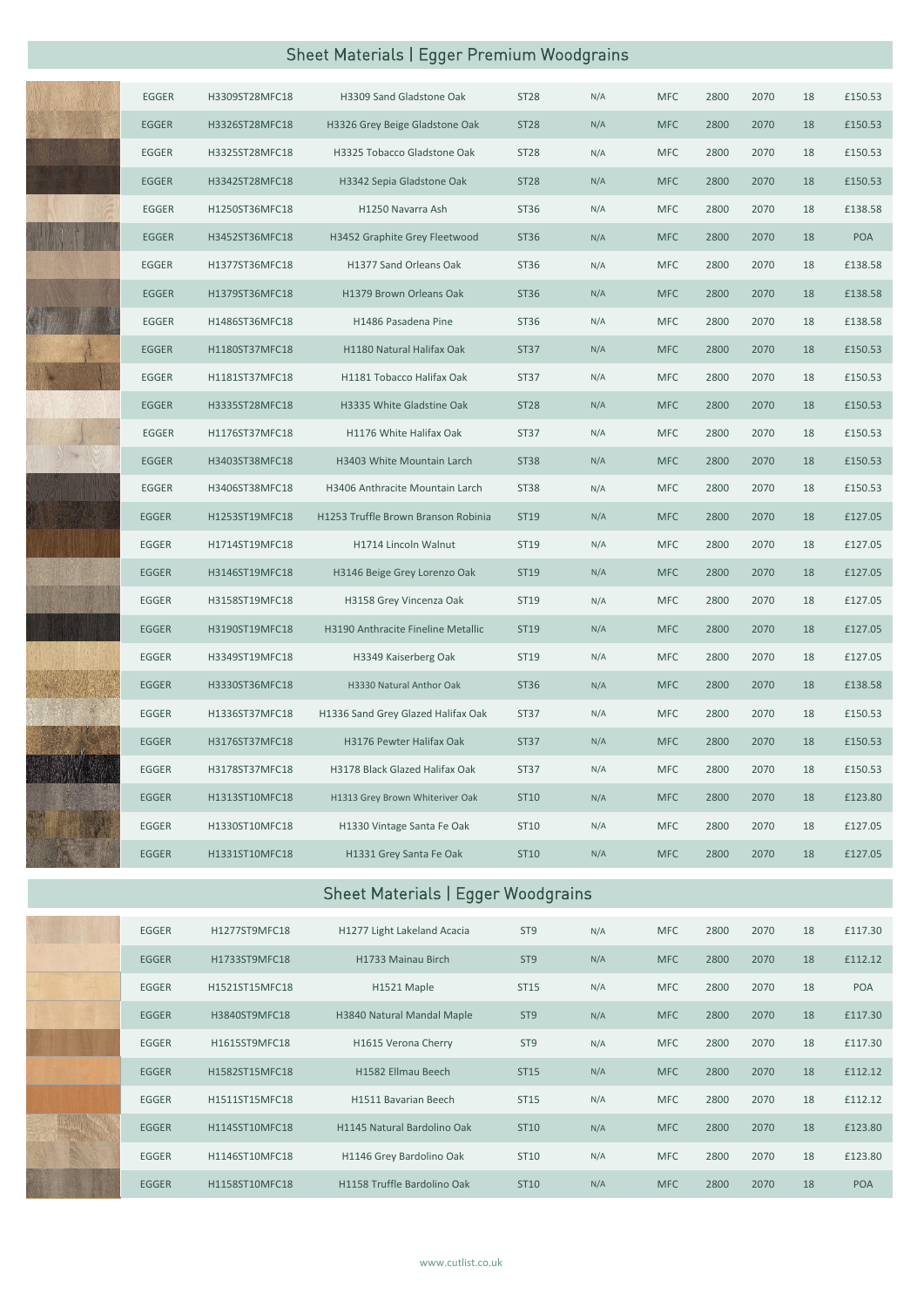## Sheet Materials | Egger Premium Woodgrains

| | | | | | | | | | | |
|---|---|---|---|---|---|---|---|---|---|---|
| | EGGER | H3309ST28MFC18 | H3309 Sand Gladstone Oak | ST28 | N/A | MFC | 2800 | 2070 | 18 | £150.53 |
| | EGGER | H3326ST28MFC18 | H3326 Grey Beige Gladstone Oak | ST28 | N/A | MFC | 2800 | 2070 | 18 | £150.53 |
| | EGGER | H3325ST28MFC18 | H3325 Tobacco Gladstone Oak | ST28 | N/A | MFC | 2800 | 2070 | 18 | £150.53 |
| | EGGER | H3342ST28MFC18 | H3342 Sepia Gladstone Oak | ST28 | N/A | MFC | 2800 | 2070 | 18 | £150.53 |
| | EGGER | H1250ST36MFC18 | H1250 Navarra Ash | ST36 | N/A | MFC | 2800 | 2070 | 18 | £138.58 |
| | EGGER | H3452ST36MFC18 | H3452 Graphite Grey Fleetwood | ST36 | N/A | MFC | 2800 | 2070 | 18 | POA |
| | EGGER | H1377ST36MFC18 | H1377 Sand Orleans Oak | ST36 | N/A | MFC | 2800 | 2070 | 18 | £138.58 |
| | EGGER | H1379ST36MFC18 | H1379 Brown Orleans Oak | ST36 | N/A | MFC | 2800 | 2070 | 18 | £138.58 |
| | EGGER | H1486ST36MFC18 | H1486 Pasadena Pine | ST36 | N/A | MFC | 2800 | 2070 | 18 | £138.58 |
| | EGGER | H1180ST37MFC18 | H1180 Natural Halifax Oak | ST37 | N/A | MFC | 2800 | 2070 | 18 | £150.53 |
| | EGGER | H1181ST37MFC18 | H1181 Tobacco Halifax Oak | ST37 | N/A | MFC | 2800 | 2070 | 18 | £150.53 |
| | EGGER | H3335ST28MFC18 | H3335 White Gladstine Oak | ST28 | N/A | MFC | 2800 | 2070 | 18 | £150.53 |
| | EGGER | H1176ST37MFC18 | H1176 White Halifax Oak | ST37 | N/A | MFC | 2800 | 2070 | 18 | £150.53 |
| | EGGER | H3403ST38MFC18 | H3403 White Mountain Larch | ST38 | N/A | MFC | 2800 | 2070 | 18 | £150.53 |
| | EGGER | H3406ST38MFC18 | H3406 Anthracite Mountain Larch | ST38 | N/A | MFC | 2800 | 2070 | 18 | £150.53 |
| | EGGER | H1253ST19MFC18 | H1253 Truffle Brown Branson Robinia | ST19 | N/A | MFC | 2800 | 2070 | 18 | £127.05 |
| | EGGER | H1714ST19MFC18 | H1714 Lincoln Walnut | ST19 | N/A | MFC | 2800 | 2070 | 18 | £127.05 |
| | EGGER | H3146ST19MFC18 | H3146 Beige Grey Lorenzo Oak | ST19 | N/A | MFC | 2800 | 2070 | 18 | £127.05 |
| | EGGER | H3158ST19MFC18 | H3158 Grey Vincenza Oak | ST19 | N/A | MFC | 2800 | 2070 | 18 | £127.05 |
| | EGGER | H3190ST19MFC18 | H3190 Anthracite Fineline Metallic | ST19 | N/A | MFC | 2800 | 2070 | 18 | £127.05 |
| | EGGER | H3349ST19MFC18 | H3349 Kaiserberg Oak | ST19 | N/A | MFC | 2800 | 2070 | 18 | £127.05 |
| | EGGER | H3330ST36MFC18 | H3330 Natural Anthor Oak | ST36 | N/A | MFC | 2800 | 2070 | 18 | £138.58 |
| | EGGER | H1336ST37MFC18 | H1336 Sand Grey Glazed Halifax Oak | ST37 | N/A | MFC | 2800 | 2070 | 18 | £150.53 |
| | EGGER | H3176ST37MFC18 | H3176 Pewter Halifax Oak | ST37 | N/A | MFC | 2800 | 2070 | 18 | £150.53 |
| | EGGER | H3178ST37MFC18 | H3178 Black Glazed Halifax Oak | ST37 | N/A | MFC | 2800 | 2070 | 18 | £150.53 |
| | EGGER | H1313ST10MFC18 | H1313 Grey Brown Whiteriver Oak | ST10 | N/A | MFC | 2800 | 2070 | 18 | £123.80 |
| | EGGER | H1330ST10MFC18 | H1330 Vintage Santa Fe Oak | ST10 | N/A | MFC | 2800 | 2070 | 18 | £127.05 |
| | EGGER | H1331ST10MFC18 | H1331 Grey Santa Fe Oak | ST10 | N/A | MFC | 2800 | 2070 | 18 | £127.05 |

## Sheet Materials | Egger Woodgrains

| | | | | | | | | | | |
|---|---|---|---|---|---|---|---|---|---|---|
| | EGGER | H1277ST9MFC18 | H1277 Light Lakeland Acacia | ST9 | N/A | MFC | 2800 | 2070 | 18 | £117.30 |
| | EGGER | H1733ST9MFC18 | H1733 Mainau Birch | ST9 | N/A | MFC | 2800 | 2070 | 18 | £112.12 |
| | EGGER | H1521ST15MFC18 | H1521 Maple | ST15 | N/A | MFC | 2800 | 2070 | 18 | POA |
| | EGGER | H3840ST9MFC18 | H3840 Natural Mandal Maple | ST9 | N/A | MFC | 2800 | 2070 | 18 | £117.30 |
| | EGGER | H1615ST9MFC18 | H1615 Verona Cherry | ST9 | N/A | MFC | 2800 | 2070 | 18 | £117.30 |
| | EGGER | H1582ST15MFC18 | H1582 Ellmau Beech | ST15 | N/A | MFC | 2800 | 2070 | 18 | £112.12 |
| | EGGER | H1511ST15MFC18 | H1511 Bavarian Beech | ST15 | N/A | MFC | 2800 | 2070 | 18 | £112.12 |
| | EGGER | H1145ST10MFC18 | H1145 Natural Bardolino Oak | ST10 | N/A | MFC | 2800 | 2070 | 18 | £123.80 |
| | EGGER | H1146ST10MFC18 | H1146 Grey Bardolino Oak | ST10 | N/A | MFC | 2800 | 2070 | 18 | £123.80 |
| | EGGER | H1158ST10MFC18 | H1158 Truffle Bardolino Oak | ST10 | N/A | MFC | 2800 | 2070 | 18 | POA |

www.cutlist.co.uk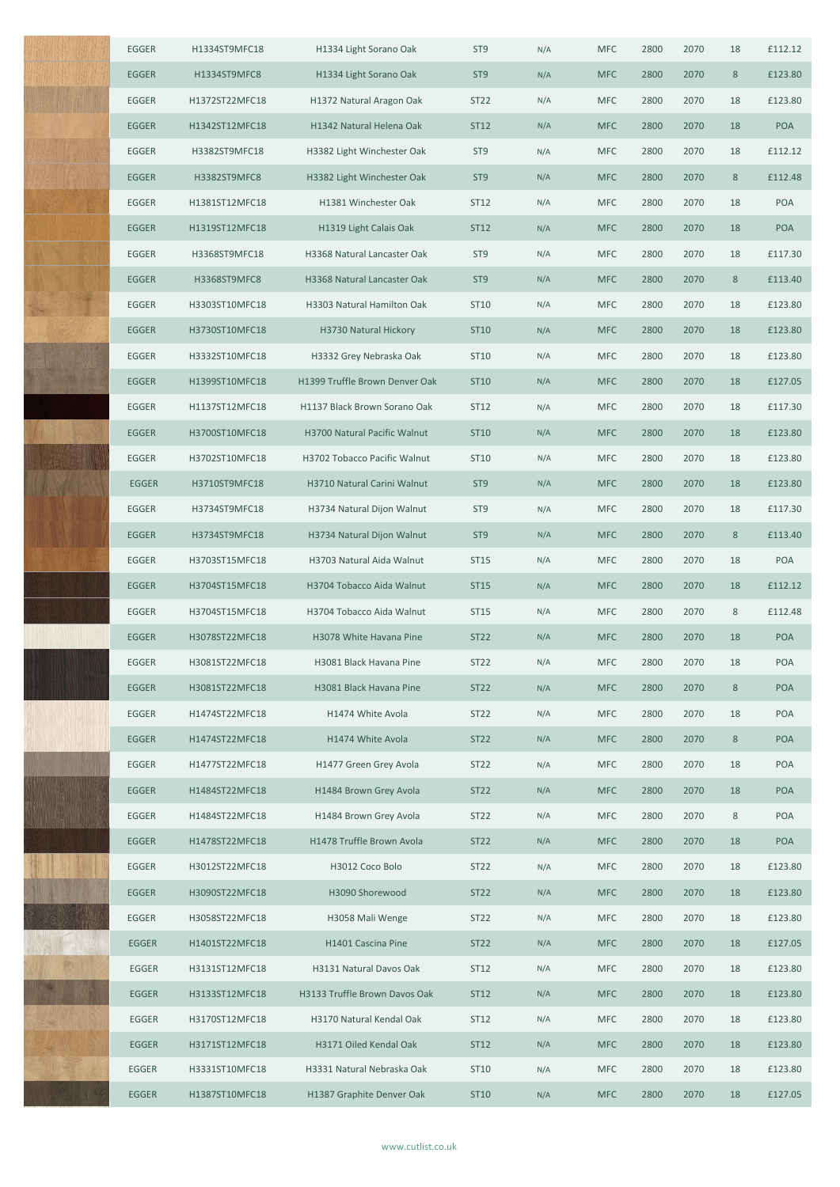| | | | | | | | | | | |
|---|---|---|---|---|---|---|---|---|---|---|
| | EGGER | H1334ST9MFC18 | H1334 Light Sorano Oak | ST9 | N/A | MFC | 2800 | 2070 | 18 | £112.12 |
| | EGGER | H1334ST9MFC8 | H1334 Light Sorano Oak | ST9 | N/A | MFC | 2800 | 2070 | 8 | £123.80 |
| | EGGER | H1372ST22MFC18 | H1372 Natural Aragon Oak | ST22 | N/A | MFC | 2800 | 2070 | 18 | £123.80 |
| | EGGER | H1342ST12MFC18 | H1342 Natural Helena Oak | ST12 | N/A | MFC | 2800 | 2070 | 18 | POA |
| | EGGER | H3382ST9MFC18 | H3382 Light Winchester Oak | ST9 | N/A | MFC | 2800 | 2070 | 18 | £112.12 |
| | EGGER | H3382ST9MFC8 | H3382 Light Winchester Oak | ST9 | N/A | MFC | 2800 | 2070 | 8 | £112.48 |
| | EGGER | H1381ST12MFC18 | H1381 Winchester Oak | ST12 | N/A | MFC | 2800 | 2070 | 18 | POA |
| | EGGER | H1319ST12MFC18 | H1319 Light Calais Oak | ST12 | N/A | MFC | 2800 | 2070 | 18 | POA |
| | EGGER | H3368ST9MFC18 | H3368 Natural Lancaster Oak | ST9 | N/A | MFC | 2800 | 2070 | 18 | £117.30 |
| | EGGER | H3368ST9MFC8 | H3368 Natural Lancaster Oak | ST9 | N/A | MFC | 2800 | 2070 | 8 | £113.40 |
| | EGGER | H3303ST10MFC18 | H3303 Natural Hamilton Oak | ST10 | N/A | MFC | 2800 | 2070 | 18 | £123.80 |
| | EGGER | H3730ST10MFC18 | H3730 Natural Hickory | ST10 | N/A | MFC | 2800 | 2070 | 18 | £123.80 |
| | EGGER | H3332ST10MFC18 | H3332 Grey Nebraska Oak | ST10 | N/A | MFC | 2800 | 2070 | 18 | £123.80 |
| | EGGER | H1399ST10MFC18 | H1399 Truffle Brown Denver Oak | ST10 | N/A | MFC | 2800 | 2070 | 18 | £127.05 |
| | EGGER | H1137ST12MFC18 | H1137 Black Brown Sorano Oak | ST12 | N/A | MFC | 2800 | 2070 | 18 | £117.30 |
| | EGGER | H3700ST10MFC18 | H3700 Natural Pacific Walnut | ST10 | N/A | MFC | 2800 | 2070 | 18 | £123.80 |
| | EGGER | H3702ST10MFC18 | H3702 Tobacco Pacific Walnut | ST10 | N/A | MFC | 2800 | 2070 | 18 | £123.80 |
| | EGGER | H3710ST9MFC18 | H3710 Natural Carini Walnut | ST9 | N/A | MFC | 2800 | 2070 | 18 | £123.80 |
| | EGGER | H3734ST9MFC18 | H3734 Natural Dijon Walnut | ST9 | N/A | MFC | 2800 | 2070 | 18 | £117.30 |
| | EGGER | H3734ST9MFC18 | H3734 Natural Dijon Walnut | ST9 | N/A | MFC | 2800 | 2070 | 8 | £113.40 |
| | EGGER | H3703ST15MFC18 | H3703 Natural Aida Walnut | ST15 | N/A | MFC | 2800 | 2070 | 18 | POA |
| | EGGER | H3704ST15MFC18 | H3704 Tobacco Aida Walnut | ST15 | N/A | MFC | 2800 | 2070 | 18 | £112.12 |
| | EGGER | H3704ST15MFC18 | H3704 Tobacco Aida Walnut | ST15 | N/A | MFC | 2800 | 2070 | 8 | £112.48 |
| | EGGER | H3078ST22MFC18 | H3078 White Havana Pine | ST22 | N/A | MFC | 2800 | 2070 | 18 | POA |
| | EGGER | H3081ST22MFC18 | H3081 Black Havana Pine | ST22 | N/A | MFC | 2800 | 2070 | 18 | POA |
| | EGGER | H3081ST22MFC18 | H3081 Black Havana Pine | ST22 | N/A | MFC | 2800 | 2070 | 8 | POA |
| | EGGER | H1474ST22MFC18 | H1474 White Avola | ST22 | N/A | MFC | 2800 | 2070 | 18 | POA |
| | EGGER | H1474ST22MFC18 | H1474 White Avola | ST22 | N/A | MFC | 2800 | 2070 | 8 | POA |
| | EGGER | H1477ST22MFC18 | H1477 Green Grey Avola | ST22 | N/A | MFC | 2800 | 2070 | 18 | POA |
| | EGGER | H1484ST22MFC18 | H1484 Brown Grey Avola | ST22 | N/A | MFC | 2800 | 2070 | 18 | POA |
| | EGGER | H1484ST22MFC18 | H1484 Brown Grey Avola | ST22 | N/A | MFC | 2800 | 2070 | 8 | POA |
| | EGGER | H1478ST22MFC18 | H1478 Truffle Brown Avola | ST22 | N/A | MFC | 2800 | 2070 | 18 | POA |
| | EGGER | H3012ST22MFC18 | H3012 Coco Bolo | ST22 | N/A | MFC | 2800 | 2070 | 18 | £123.80 |
| | EGGER | H3090ST22MFC18 | H3090 Shorewood | ST22 | N/A | MFC | 2800 | 2070 | 18 | £123.80 |
| | EGGER | H3058ST22MFC18 | H3058 Mali Wenge | ST22 | N/A | MFC | 2800 | 2070 | 18 | £123.80 |
| | EGGER | H1401ST22MFC18 | H1401 Cascina Pine | ST22 | N/A | MFC | 2800 | 2070 | 18 | £127.05 |
| | EGGER | H3131ST12MFC18 | H3131 Natural Davos Oak | ST12 | N/A | MFC | 2800 | 2070 | 18 | £123.80 |
| | EGGER | H3133ST12MFC18 | H3133 Truffle Brown Davos Oak | ST12 | N/A | MFC | 2800 | 2070 | 18 | £123.80 |
| | EGGER | H3170ST12MFC18 | H3170 Natural Kendal Oak | ST12 | N/A | MFC | 2800 | 2070 | 18 | £123.80 |
| | EGGER | H3171ST12MFC18 | H3171 Oiled Kendal Oak | ST12 | N/A | MFC | 2800 | 2070 | 18 | £123.80 |
| | EGGER | H3331ST10MFC18 | H3331 Natural Nebraska Oak | ST10 | N/A | MFC | 2800 | 2070 | 18 | £123.80 |
| | EGGER | H1387ST10MFC18 | H1387 Graphite Denver Oak | ST10 | N/A | MFC | 2800 | 2070 | 18 | £127.05 |

www.cutlist.co.uk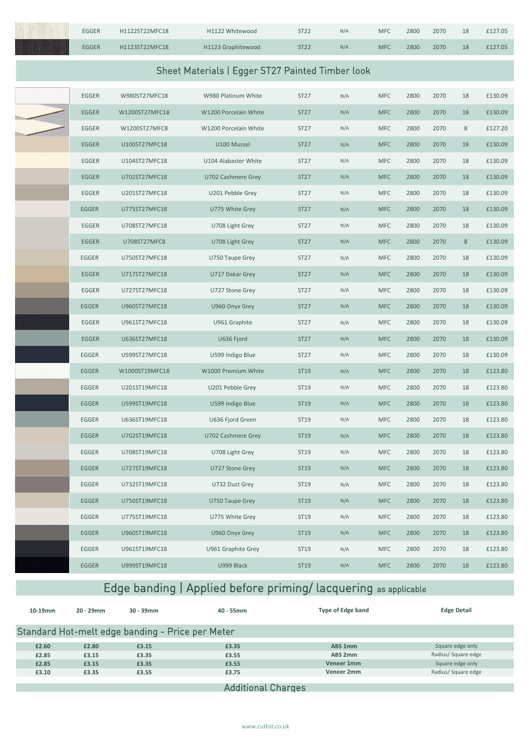| | | | | | | | | | |
|---|---|---|---|---|---|---|---|---|---|
| EGGER | H1122ST22MFC18 | H1122 Whitewood | ST22 | N/A | MFC | 2800 | 2070 | 18 | £127.05 |
| EGGER | H1123ST22MFC18 | H1123 Graphitewood | ST22 | N/A | MFC | 2800 | 2070 | 18 | £127.05 |

## Sheet Materials | Egger ST27 Painted Timber look

| | | | | | | | | | |
|---|---|---|---|---|---|---|---|---|---|
| EGGER | W980ST27MFC18 | W980 Platinum White | ST27 | N/A | MFC | 2800 | 2070 | 18 | £130.09 |
| EGGER | W1200ST27MFC18 | W1200 Porcelain White | ST27 | N/A | MFC | 2800 | 2070 | 18 | £130.09 |
| EGGER | W1200ST27MFC8 | W1200 Porcelain White | ST27 | N/A | MFC | 2800 | 2070 | 8 | £127.20 |
| EGGER | U100ST27MFC18 | U100 Mussel | ST27 | N/A | MFC | 2800 | 2070 | 18 | £130.09 |
| EGGER | U104ST27MFC18 | U104 Alabaster White | ST27 | N/A | MFC | 2800 | 2070 | 18 | £130.09 |
| EGGER | U702ST27MFC18 | U702 Cashmere Grey | ST27 | N/A | MFC | 2800 | 2070 | 18 | £130.09 |
| EGGER | U201ST27MFC18 | U201 Pebble Grey | ST27 | N/A | MFC | 2800 | 2070 | 18 | £130.09 |
| EGGER | U775ST27MFC18 | U775 White Grey | ST27 | N/A | MFC | 2800 | 2070 | 18 | £130.09 |
| EGGER | U708ST27MFC18 | U708 Light Grey | ST27 | N/A | MFC | 2800 | 2070 | 18 | £130.09 |
| EGGER | U708ST27MFC8 | U708 Light Grey | ST27 | N/A | MFC | 2800 | 2070 | 8 | £130.09 |
| EGGER | U750ST27MFC18 | U750 Taupe Grey | ST27 | N/A | MFC | 2800 | 2070 | 18 | £130.09 |
| EGGER | U717ST27MFC18 | U717 Dakar Grey | ST27 | N/A | MFC | 2800 | 2070 | 18 | £130.09 |
| EGGER | U727ST27MFC18 | U727 Stone Grey | ST27 | N/A | MFC | 2800 | 2070 | 18 | £130.09 |
| EGGER | U960ST27MFC18 | U960 Onyx Grey | ST27 | N/A | MFC | 2800 | 2070 | 18 | £130.09 |
| EGGER | U961ST27MFC18 | U961 Graphite | ST27 | N/A | MFC | 2800 | 2070 | 18 | £130.09 |
| EGGER | U636ST27MFC18 | U636 Fjord | ST27 | N/A | MFC | 2800 | 2070 | 18 | £130.09 |
| EGGER | U599ST27MFC18 | U599 Indigo Blue | ST27 | N/A | MFC | 2800 | 2070 | 18 | £130.09 |
| EGGER | W1000ST19MFC18 | W1000 Premium White | ST19 | N/A | MFC | 2800 | 2070 | 18 | £123.80 |
| EGGER | U201ST19MFC18 | U201 Pebble Grey | ST19 | N/A | MFC | 2800 | 2070 | 18 | £123.80 |
| EGGER | U599ST19MFC18 | U599 Indigo Blue | ST19 | N/A | MFC | 2800 | 2070 | 18 | £123.80 |
| EGGER | U636ST19MFC18 | U636 Fjord Green | ST19 | N/A | MFC | 2800 | 2070 | 18 | £123.80 |
| EGGER | U702ST19MFC18 | U702 Cashmere Grey | ST19 | N/A | MFC | 2800 | 2070 | 18 | £123.80 |
| EGGER | U708ST19MFC18 | U708 Light Grey | ST19 | N/A | MFC | 2800 | 2070 | 18 | £123.80 |
| EGGER | U727ST19MFC18 | U727 Stone Grey | ST19 | N/A | MFC | 2800 | 2070 | 18 | £123.80 |
| EGGER | U732ST19MFC18 | U732 Dust Grey | ST19 | N/A | MFC | 2800 | 2070 | 18 | £123.80 |
| EGGER | U750ST19MFC18 | U750 Taupe Grey | ST19 | N/A | MFC | 2800 | 2070 | 18 | £123.80 |
| EGGER | U775ST19MFC18 | U775 White Grey | ST19 | N/A | MFC | 2800 | 2070 | 18 | £123.80 |
| EGGER | U960ST19MFC18 | U960 Onyx Grey | ST19 | N/A | MFC | 2800 | 2070 | 18 | £123.80 |
| EGGER | U961ST19MFC18 | U961 Graphite Grey | ST19 | N/A | MFC | 2800 | 2070 | 18 | £123.80 |
| EGGER | U999ST19MFC18 | U999 Black | ST19 | N/A | MFC | 2800 | 2070 | 18 | £123.80 |

## Edge banding | Applied before priming/ lacquering as applicable

### Standard Hot-melt edge banding - Price per Meter

| 10-19mm | 20 - 29mm | 30 - 39mm | 40 - 55mm | Type of Edge band | Edge Detail |
|---|---|---|---|---|---|
| £2.60 | £2.80 | £3.15 | £3.35 | ABS 1mm | Square edge only |
| £2.85 | £3.15 | £3.35 | £3.55 | ABS 2mm | Radius/ Square edge |
| £2.85 | £3.15 | £3.35 | £3.55 | Veneer 1mm | Square edge only |
| £3.10 | £3.35 | £3.55 | £3.75 | Veneer 2mm | Radius/ Square edge |

## Additional Charges

www.cutlist.co.uk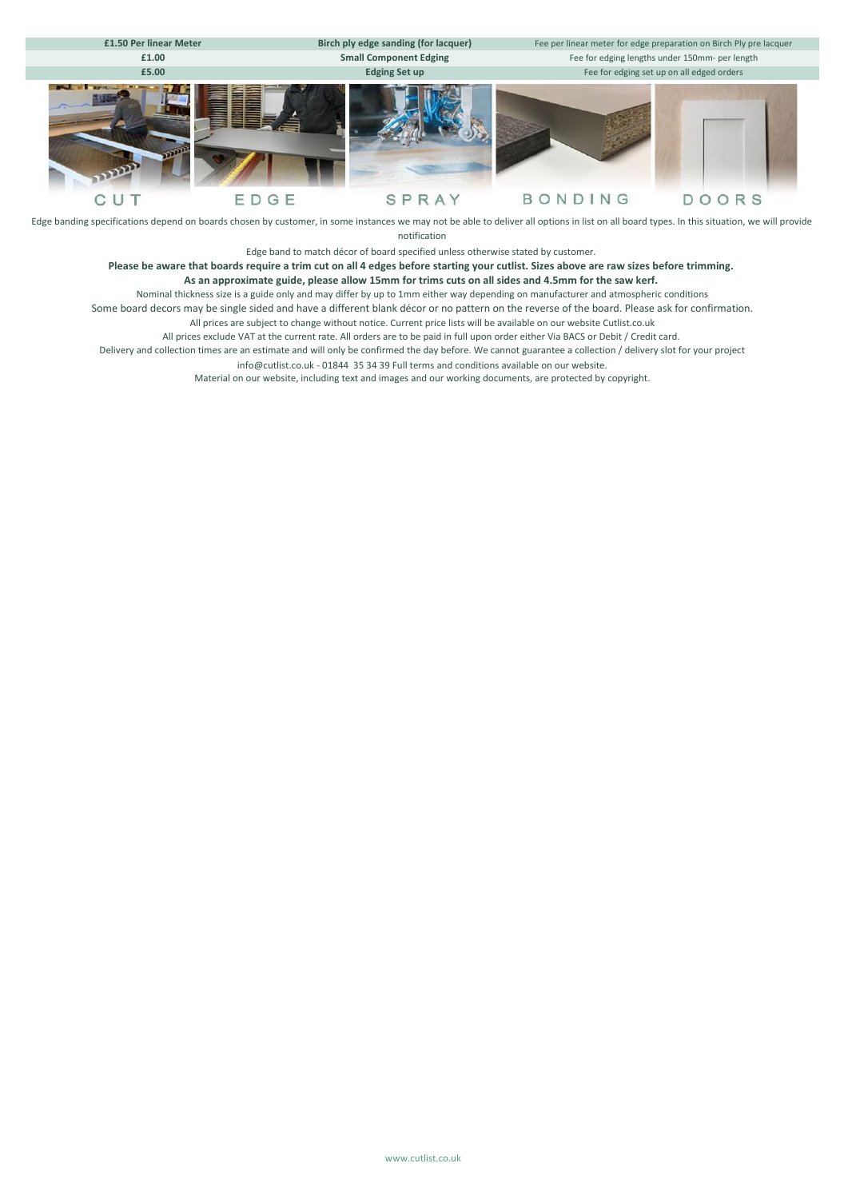| | | |
|---|---|---|
| **£1.50 Per linear Meter** | **Birch ply edge sanding (for lacquer)** | Fee per linear meter for edge preparation on Birch Ply pre lacquer |
| **£1.00** | **Small Component Edging** | Fee for edging lengths under 150mm- per length |
| **£5.00** | **Edging Set up** | Fee for edging set up on all edged orders |

CUT EDGE SPRAY BONDING DOORS

Edge banding specifications depend on boards chosen by customer, in some instances we may not be able to deliver all options in list on all board types. In this situation, we will provide notification

Edge band to match décor of board specified unless otherwise stated by customer.

**Please be aware that boards require a trim cut on all 4 edges before starting your cutlist. Sizes above are raw sizes before trimming.**

**As an approximate guide, please allow 15mm for trims cuts on all sides and 4.5mm for the saw kerf.**

Nominal thickness size is a guide only and may differ by up to 1mm either way depending on manufacturer and atmospheric conditions

Some board decors may be single sided and have a different blank décor or no pattern on the reverse of the board. Please ask for confirmation.

All prices are subject to change without notice. Current price lists will be available on our website Cutlist.co.uk

All prices exclude VAT at the current rate. All orders are to be paid in full upon order either Via BACS or Debit / Credit card.

Delivery and collection times are an estimate and will only be confirmed the day before. We cannot guarantee a collection / delivery slot for your project

info@cutlist.co.uk - 01844 35 34 39 Full terms and conditions available on our website.

Material on our website, including text and images and our working documents, are protected by copyright.

www.cutlist.co.uk